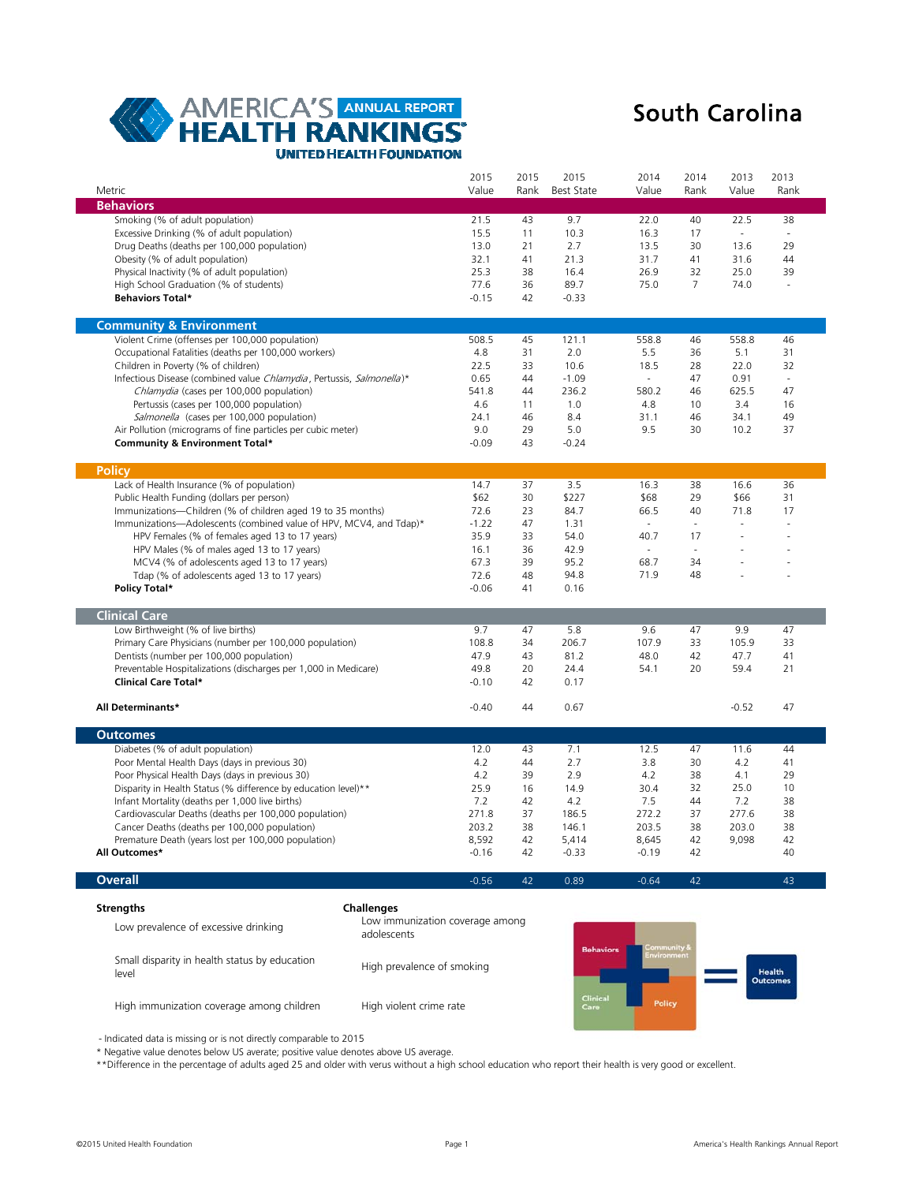# America's Health Rankings Annual Report

## South Carolina

| Metric | 2015 Value | 2015 Rank | 2015 Best State | 2014 Value | 2014 Rank | 2013 Value | 2013 Rank |
|---|---|---|---|---|---|---|---|
| **Behaviors** | | | | | | | |
| Smoking (% of adult population) | 21.5 | 43 | 9.7 | 22.0 | 40 | 22.5 | 38 |
| Excessive Drinking (% of adult population) | 15.5 | 11 | 10.3 | 16.3 | 17 | - | - |
| Drug Deaths (deaths per 100,000 population) | 13.0 | 21 | 2.7 | 13.5 | 30 | 13.6 | 29 |
| Obesity (% of adult population) | 32.1 | 41 | 21.3 | 31.7 | 41 | 31.6 | 44 |
| Physical Inactivity (% of adult population) | 25.3 | 38 | 16.4 | 26.9 | 32 | 25.0 | 39 |
| High School Graduation (% of students) | 77.6 | 36 | 89.7 | 75.0 | 7 | 74.0 | - |
| **Behaviors Total*** | -0.15 | 42 | -0.33 | | | | |
| **Community & Environment** | | | | | | | |
| Violent Crime (offenses per 100,000 population) | 508.5 | 45 | 121.1 | 558.8 | 46 | 558.8 | 46 |
| Occupational Fatalities (deaths per 100,000 workers) | 4.8 | 31 | 2.0 | 5.5 | 36 | 5.1 | 31 |
| Children in Poverty (% of children) | 22.5 | 33 | 10.6 | 18.5 | 28 | 22.0 | 32 |
| Infectious Disease (combined value *Chlamydia*, Pertussis, *Salmonella*)* | 0.65 | 44 | -1.09 | - | 47 | 0.91 | - |
| *Chlamydia* (cases per 100,000 population) | 541.8 | 44 | 236.2 | 580.2 | 46 | 625.5 | 47 |
| Pertussis (cases per 100,000 population) | 4.6 | 11 | 1.0 | 4.8 | 10 | 3.4 | 16 |
| *Salmonella* (cases per 100,000 population) | 24.1 | 46 | 8.4 | 31.1 | 46 | 34.1 | 49 |
| Air Pollution (micrograms of fine particles per cubic meter) | 9.0 | 29 | 5.0 | 9.5 | 30 | 10.2 | 37 |
| **Community & Environment Total*** | -0.09 | 43 | -0.24 | | | | |
| **Policy** | | | | | | | |
| Lack of Health Insurance (% of population) | 14.7 | 37 | 3.5 | 16.3 | 38 | 16.6 | 36 |
| Public Health Funding (dollars per person) | $62 | 30 | $227 | $68 | 29 | $66 | 31 |
| Immunizations—Children (% of children aged 19 to 35 months) | 72.6 | 23 | 84.7 | 66.5 | 40 | 71.8 | 17 |
| Immunizations—Adolescents (combined value of HPV, MCV4, and Tdap)* | -1.22 | 47 | 1.31 | - | - | - | - |
| HPV Females (% of females aged 13 to 17 years) | 35.9 | 33 | 54.0 | 40.7 | 17 | - | - |
| HPV Males (% of males aged 13 to 17 years) | 16.1 | 36 | 42.9 | - | - | - | - |
| MCV4 (% of adolescents aged 13 to 17 years) | 67.3 | 39 | 95.2 | 68.7 | 34 | - | - |
| Tdap (% of adolescents aged 13 to 17 years) | 72.6 | 48 | 94.8 | 71.9 | 48 | - | - |
| **Policy Total*** | -0.06 | 41 | 0.16 | | | | |
| **Clinical Care** | | | | | | | |
| Low Birthweight (% of live births) | 9.7 | 47 | 5.8 | 9.6 | 47 | 9.9 | 47 |
| Primary Care Physicians (number per 100,000 population) | 108.8 | 34 | 206.7 | 107.9 | 33 | 105.9 | 33 |
| Dentists (number per 100,000 population) | 47.9 | 43 | 81.2 | 48.0 | 42 | 47.7 | 41 |
| Preventable Hospitalizations (discharges per 1,000 in Medicare) | 49.8 | 20 | 24.4 | 54.1 | 20 | 59.4 | 21 |
| **Clinical Care Total*** | -0.10 | 42 | 0.17 | | | | |
| **All Determinants*** | -0.40 | 44 | 0.67 | | | -0.52 | 47 |
| **Outcomes** | | | | | | | |
| Diabetes (% of adult population) | 12.0 | 43 | 7.1 | 12.5 | 47 | 11.6 | 44 |
| Poor Mental Health Days (days in previous 30) | 4.2 | 44 | 2.7 | 3.8 | 30 | 4.2 | 41 |
| Poor Physical Health Days (days in previous 30) | 4.2 | 39 | 2.9 | 4.2 | 38 | 4.1 | 29 |
| Disparity in Health Status (% difference by education level)** | 25.9 | 16 | 14.9 | 30.4 | 32 | 25.0 | 10 |
| Infant Mortality (deaths per 1,000 live births) | 7.2 | 42 | 4.2 | 7.5 | 44 | 7.2 | 38 |
| Cardiovascular Deaths (deaths per 100,000 population) | 271.8 | 37 | 186.5 | 272.2 | 37 | 277.6 | 38 |
| Cancer Deaths (deaths per 100,000 population) | 203.2 | 38 | 146.1 | 203.5 | 38 | 203.0 | 38 |
| Premature Death (years lost per 100,000 population) | 8,592 | 42 | 5,414 | 8,645 | 42 | 9,098 | 42 |
| **All Outcomes*** | -0.16 | 42 | -0.33 | -0.19 | 42 | | 40 |
| **Overall** | -0.56 | 42 | 0.89 | -0.64 | 42 | | 43 |

| Strengths | Challenges |
|---|---|
| Low prevalence of excessive drinking | Low immunization coverage among adolescents |
| Small disparity in health status by education level | High prevalence of smoking |
| High immunization coverage among children | High violent crime rate |

Behaviors + Community & Environment + Clinical Care + Policy = Health Outcomes

- Indicated data is missing or is not directly comparable to 2015

\* Negative value denotes below US averate; positive value denotes above US average.

\*\*Difference in the percentage of adults aged 25 and older with verus without a high school education who report their health is very good or excellent.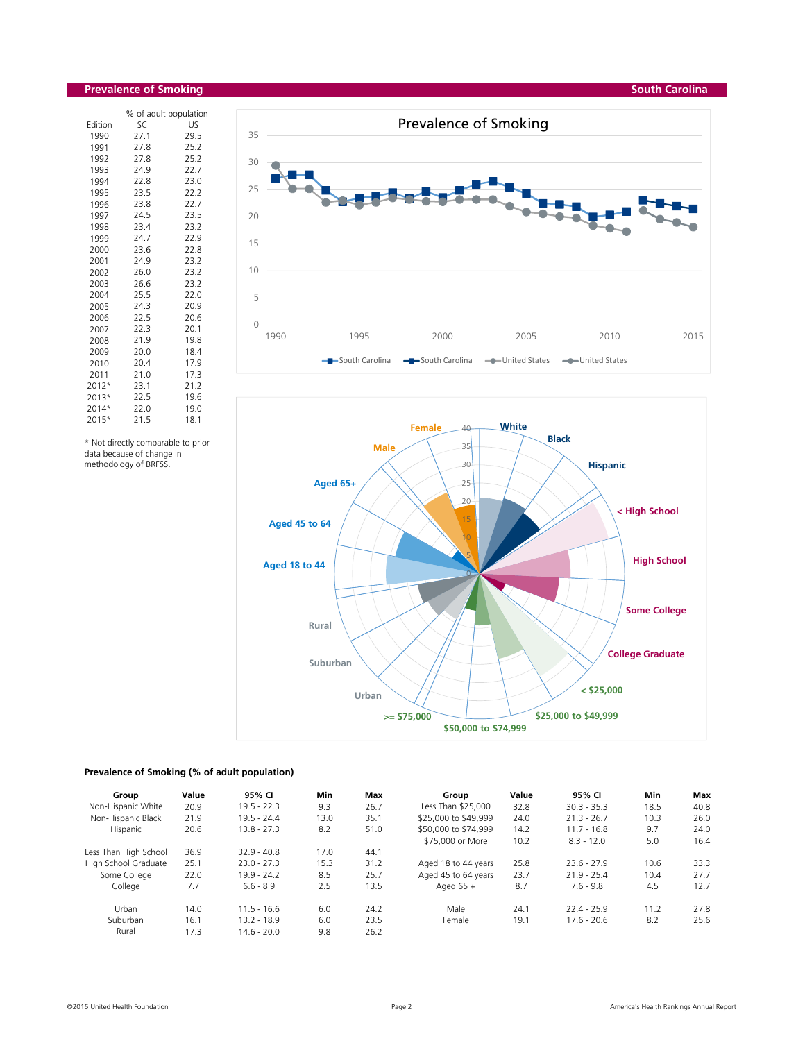## Prevalence of Smoking — South Carolina

| Edition | SC (% of adult population) | US (% of adult population) |
|---|---|---|
| 1990 | 27.1 | 29.5 |
| 1991 | 27.8 | 25.2 |
| 1992 | 27.8 | 25.2 |
| 1993 | 24.9 | 22.7 |
| 1994 | 22.8 | 23.0 |
| 1995 | 23.5 | 22.2 |
| 1996 | 23.8 | 22.7 |
| 1997 | 24.5 | 23.5 |
| 1998 | 23.4 | 23.2 |
| 1999 | 24.7 | 22.9 |
| 2000 | 23.6 | 22.8 |
| 2001 | 24.9 | 23.2 |
| 2002 | 26.0 | 23.2 |
| 2003 | 26.6 | 23.2 |
| 2004 | 25.5 | 22.0 |
| 2005 | 24.3 | 20.9 |
| 2006 | 22.5 | 20.6 |
| 2007 | 22.3 | 20.1 |
| 2008 | 21.9 | 19.8 |
| 2009 | 20.0 | 18.4 |
| 2010 | 20.4 | 17.9 |
| 2011 | 21.0 | 17.3 |
| 2012* | 23.1 | 21.2 |
| 2013* | 22.5 | 19.6 |
| 2014* | 22.0 | 19.0 |
| 2015* | 21.5 | 18.1 |

* Not directly comparable to prior data because of change in methodology of BRFSS.

### Prevalence of Smoking (% of adult population)

| Group | Value | 95% CI | Min | Max |
|---|---|---|---|---|
| Non-Hispanic White | 20.9 | 19.5 - 22.3 | 9.3 | 26.7 |
| Non-Hispanic Black | 21.9 | 19.5 - 24.4 | 13.0 | 35.1 |
| Hispanic | 20.6 | 13.8 - 27.3 | 8.2 | 51.0 |
| Less Than High School | 36.9 | 32.9 - 40.8 | 17.0 | 44.1 |
| High School Graduate | 25.1 | 23.0 - 27.3 | 15.3 | 31.2 |
| Some College | 22.0 | 19.9 - 24.2 | 8.5 | 25.7 |
| College | 7.7 | 6.6 - 8.9 | 2.5 | 13.5 |
| Urban | 14.0 | 11.5 - 16.6 | 6.0 | 24.2 |
| Suburban | 16.1 | 13.2 - 18.9 | 6.0 | 23.5 |
| Rural | 17.3 | 14.6 - 20.0 | 9.8 | 26.2 |

| Group | Value | 95% CI | Min | Max |
|---|---|---|---|---|
| Less Than $25,000 | 32.8 | 30.3 - 35.3 | 18.5 | 40.8 |
| $25,000 to $49,999 | 24.0 | 21.3 - 26.7 | 10.3 | 26.0 |
| $50,000 to $74,999 | 14.2 | 11.7 - 16.8 | 9.7 | 24.0 |
| $75,000 or More | 10.2 | 8.3 - 12.0 | 5.0 | 16.4 |
| Aged 18 to 44 years | 25.8 | 23.6 - 27.9 | 10.6 | 33.3 |
| Aged 45 to 64 years | 23.7 | 21.9 - 25.4 | 10.4 | 27.7 |
| Aged 65 + | 8.7 | 7.6 - 9.8 | 4.5 | 12.7 |
| Male | 24.1 | 22.4 - 25.9 | 11.2 | 27.8 |
| Female | 19.1 | 17.6 - 20.6 | 8.2 | 25.6 |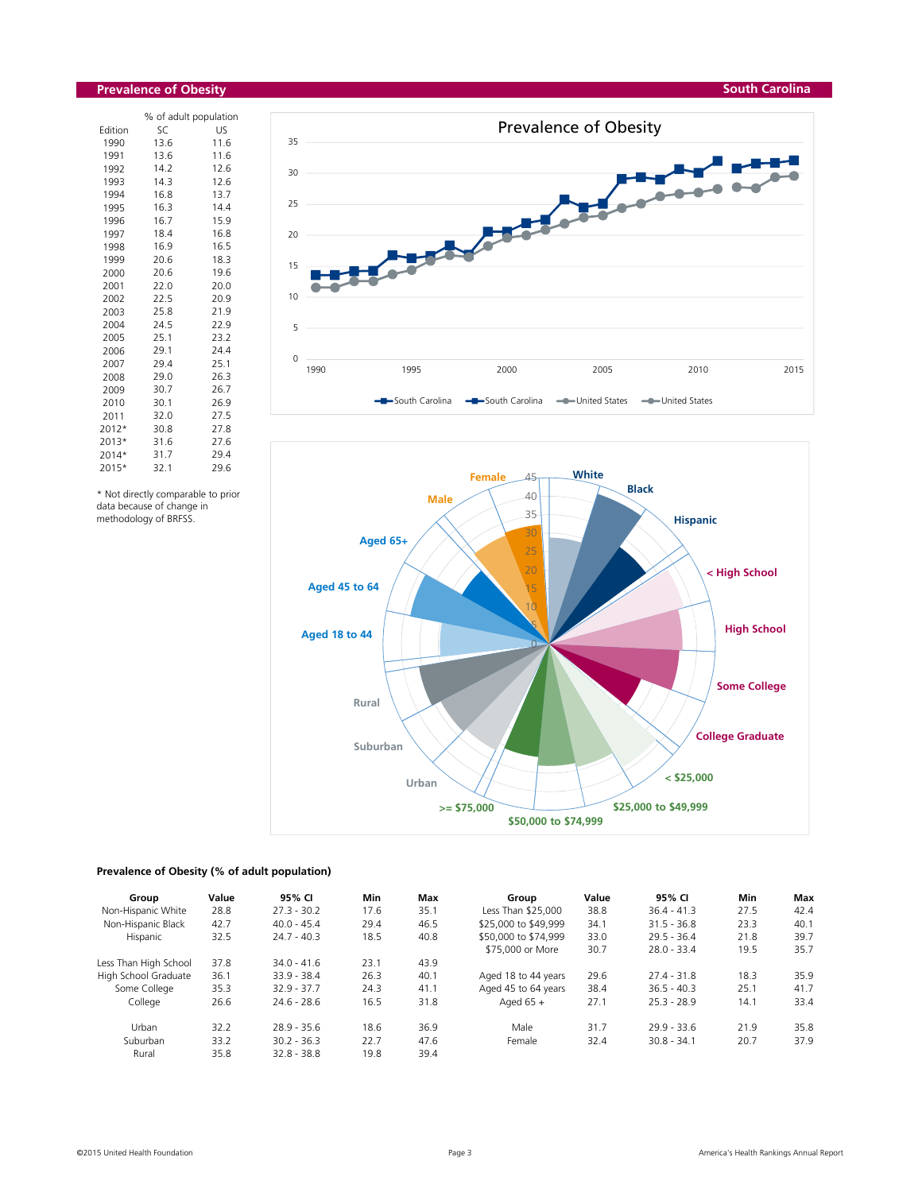## Prevalence of Obesity — South Carolina

| Edition | SC | US |
|---|---|---|
| | % of adult population | |
| 1990 | 13.6 | 11.6 |
| 1991 | 13.6 | 11.6 |
| 1992 | 14.2 | 12.6 |
| 1993 | 14.3 | 12.6 |
| 1994 | 16.8 | 13.7 |
| 1995 | 16.3 | 14.4 |
| 1996 | 16.7 | 15.9 |
| 1997 | 18.4 | 16.8 |
| 1998 | 16.9 | 16.5 |
| 1999 | 20.6 | 18.3 |
| 2000 | 20.6 | 19.6 |
| 2001 | 22.0 | 20.0 |
| 2002 | 22.5 | 20.9 |
| 2003 | 25.8 | 21.9 |
| 2004 | 24.5 | 22.9 |
| 2005 | 25.1 | 23.2 |
| 2006 | 29.1 | 24.4 |
| 2007 | 29.4 | 25.1 |
| 2008 | 29.0 | 26.3 |
| 2009 | 30.7 | 26.7 |
| 2010 | 30.1 | 26.9 |
| 2011 | 32.0 | 27.5 |
| 2012* | 30.8 | 27.8 |
| 2013* | 31.6 | 27.6 |
| 2014* | 31.7 | 29.4 |
| 2015* | 32.1 | 29.6 |

\* Not directly comparable to prior data because of change in methodology of BRFSS.

### Prevalence of Obesity (% of adult population)

| Group | Value | 95% CI | Min | Max |
|---|---|---|---|---|
| Non-Hispanic White | 28.8 | 27.3 - 30.2 | 17.6 | 35.1 |
| Non-Hispanic Black | 42.7 | 40.0 - 45.4 | 29.4 | 46.5 |
| Hispanic | 32.5 | 24.7 - 40.3 | 18.5 | 40.8 |
| Less Than High School | 37.8 | 34.0 - 41.6 | 23.1 | 43.9 |
| High School Graduate | 36.1 | 33.9 - 38.4 | 26.3 | 40.1 |
| Some College | 35.3 | 32.9 - 37.7 | 24.3 | 41.1 |
| College | 26.6 | 24.6 - 28.6 | 16.5 | 31.8 |
| Urban | 32.2 | 28.9 - 35.6 | 18.6 | 36.9 |
| Suburban | 33.2 | 30.2 - 36.3 | 22.7 | 47.6 |
| Rural | 35.8 | 32.8 - 38.8 | 19.8 | 39.4 |

| Group | Value | 95% CI | Min | Max |
|---|---|---|---|---|
| Less Than $25,000 | 38.8 | 36.4 - 41.3 | 27.5 | 42.4 |
| $25,000 to $49,999 | 34.1 | 31.5 - 36.8 | 23.3 | 40.1 |
| $50,000 to $74,999 | 33.0 | 29.5 - 36.4 | 21.8 | 39.7 |
| $75,000 or More | 30.7 | 28.0 - 33.4 | 19.5 | 35.7 |
| Aged 18 to 44 years | 29.6 | 27.4 - 31.8 | 18.3 | 35.9 |
| Aged 45 to 64 years | 38.4 | 36.5 - 40.3 | 25.1 | 41.7 |
| Aged 65 + | 27.1 | 25.3 - 28.9 | 14.1 | 33.4 |
| Male | 31.7 | 29.9 - 33.6 | 21.9 | 35.8 |
| Female | 32.4 | 30.8 - 34.1 | 20.7 | 37.9 |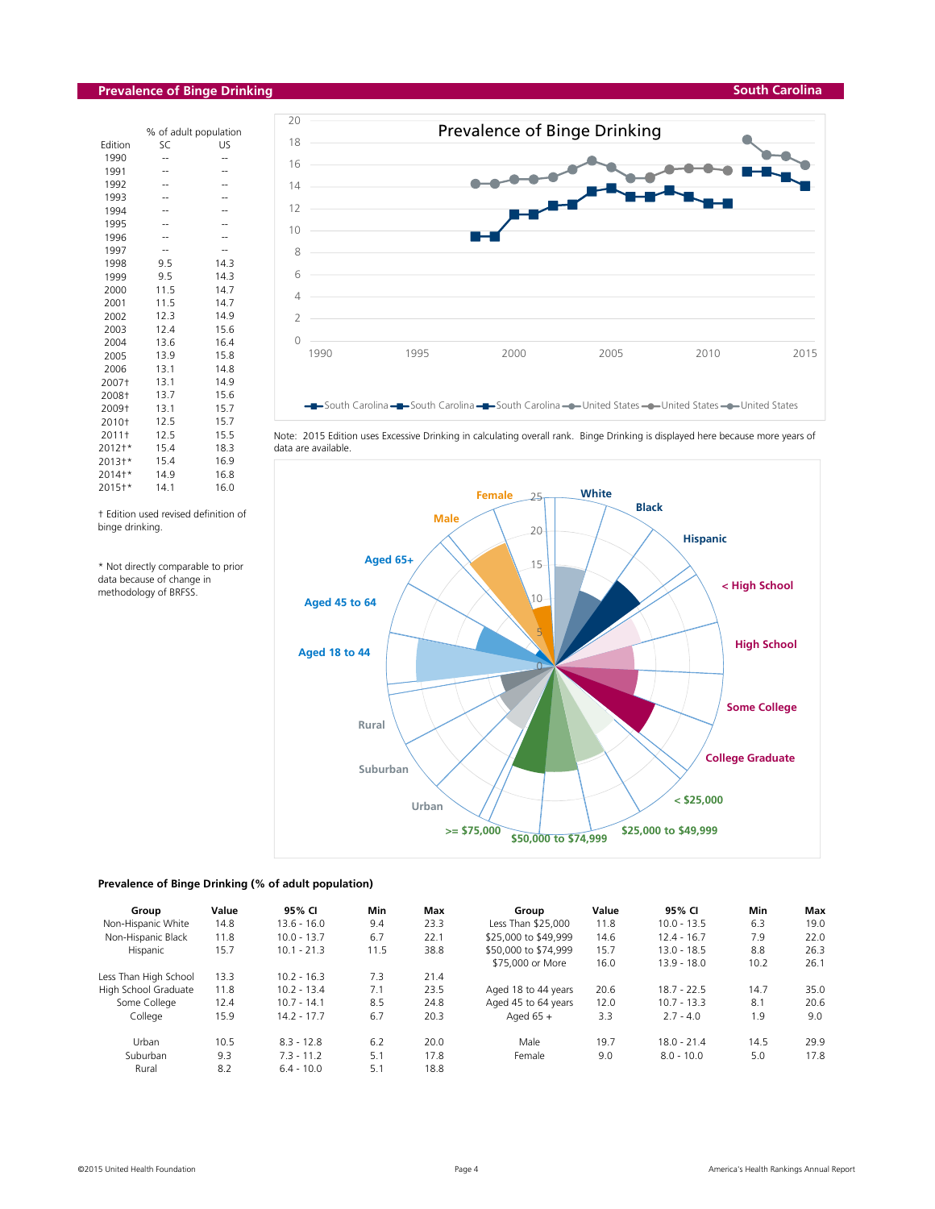## Prevalence of Binge Drinking — South Carolina

| Edition | SC | US |
|---|---|---|
| | % of adult population | |
| 1990 | -- | -- |
| 1991 | -- | -- |
| 1992 | -- | -- |
| 1993 | -- | -- |
| 1994 | -- | -- |
| 1995 | -- | -- |
| 1996 | -- | -- |
| 1997 | -- | -- |
| 1998 | 9.5 | 14.3 |
| 1999 | 9.5 | 14.3 |
| 2000 | 11.5 | 14.7 |
| 2001 | 11.5 | 14.7 |
| 2002 | 12.3 | 14.9 |
| 2003 | 12.4 | 15.6 |
| 2004 | 13.6 | 16.4 |
| 2005 | 13.9 | 15.8 |
| 2006 | 13.1 | 14.8 |
| 2007† | 13.1 | 14.9 |
| 2008† | 13.7 | 15.6 |
| 2009† | 13.1 | 15.7 |
| 2010† | 12.5 | 15.7 |
| 2011† | 12.5 | 15.5 |
| 2012†* | 15.4 | 18.3 |
| 2013†* | 15.4 | 16.9 |
| 2014†* | 14.9 | 16.8 |
| 2015†* | 14.1 | 16.0 |

† Edition used revised definition of binge drinking.

\* Not directly comparable to prior data because of change in methodology of BRFSS.

Note: 2015 Edition uses Excessive Drinking in calculating overall rank. Binge Drinking is displayed here because more years of data are available.

### Prevalence of Binge Drinking (% of adult population)

| Group | Value | 95% CI | Min | Max |
|---|---|---|---|---|
| Non-Hispanic White | 14.8 | 13.6 - 16.0 | 9.4 | 23.3 |
| Non-Hispanic Black | 11.8 | 10.0 - 13.7 | 6.7 | 22.1 |
| Hispanic | 15.7 | 10.1 - 21.3 | 11.5 | 38.8 |
| Less Than High School | 13.3 | 10.2 - 16.3 | 7.3 | 21.4 |
| High School Graduate | 11.8 | 10.2 - 13.4 | 7.1 | 23.5 |
| Some College | 12.4 | 10.7 - 14.1 | 8.5 | 24.8 |
| College | 15.9 | 14.2 - 17.7 | 6.7 | 20.3 |
| Urban | 10.5 | 8.3 - 12.8 | 6.2 | 20.0 |
| Suburban | 9.3 | 7.3 - 11.2 | 5.1 | 17.8 |
| Rural | 8.2 | 6.4 - 10.0 | 5.1 | 18.8 |

| Group | Value | 95% CI | Min | Max |
|---|---|---|---|---|
| Less Than $25,000 | 11.8 | 10.0 - 13.5 | 6.3 | 19.0 |
| $25,000 to $49,999 | 14.6 | 12.4 - 16.7 | 7.9 | 22.0 |
| $50,000 to $74,999 | 15.7 | 13.0 - 18.5 | 8.8 | 26.3 |
| $75,000 or More | 16.0 | 13.9 - 18.0 | 10.2 | 26.1 |
| Aged 18 to 44 years | 20.6 | 18.7 - 22.5 | 14.7 | 35.0 |
| Aged 45 to 64 years | 12.0 | 10.7 - 13.3 | 8.1 | 20.6 |
| Aged 65 + | 3.3 | 2.7 - 4.0 | 1.9 | 9.0 |
| Male | 19.7 | 18.0 - 21.4 | 14.5 | 29.9 |
| Female | 9.0 | 8.0 - 10.0 | 5.0 | 17.8 |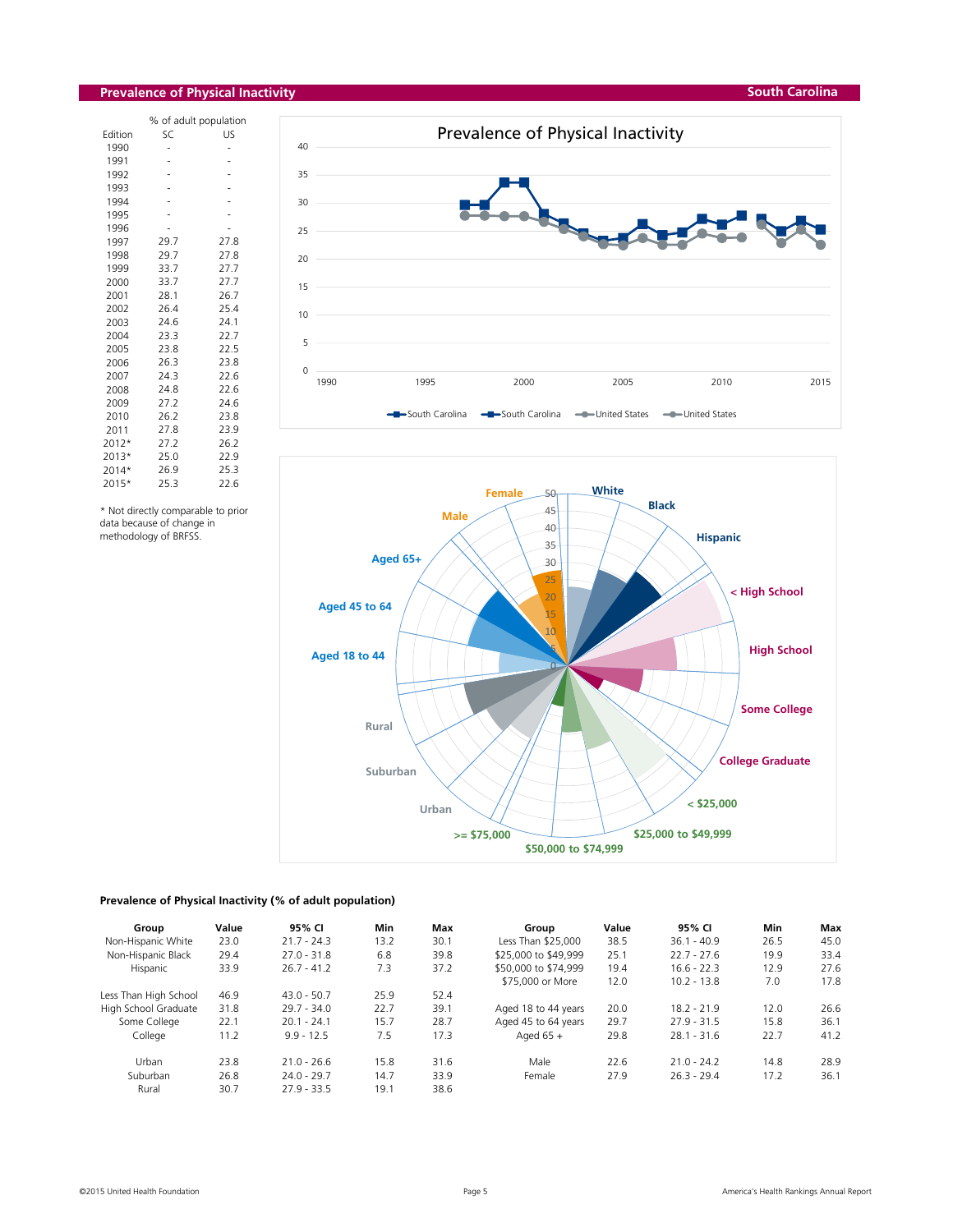## Prevalence of Physical Inactivity

South Carolina

| Edition | SC | US |
|---|---|---|
| | % of adult population | |
| 1990 | - | - |
| 1991 | - | - |
| 1992 | - | - |
| 1993 | - | - |
| 1994 | - | - |
| 1995 | - | - |
| 1996 | - | - |
| 1997 | 29.7 | 27.8 |
| 1998 | 29.7 | 27.8 |
| 1999 | 33.7 | 27.7 |
| 2000 | 33.7 | 27.7 |
| 2001 | 28.1 | 26.7 |
| 2002 | 26.4 | 25.4 |
| 2003 | 24.6 | 24.1 |
| 2004 | 23.3 | 22.7 |
| 2005 | 23.8 | 22.5 |
| 2006 | 26.3 | 23.8 |
| 2007 | 24.3 | 22.6 |
| 2008 | 24.8 | 22.6 |
| 2009 | 27.2 | 24.6 |
| 2010 | 26.2 | 23.8 |
| 2011 | 27.8 | 23.9 |
| 2012* | 27.2 | 26.2 |
| 2013* | 25.0 | 22.9 |
| 2014* | 26.9 | 25.3 |
| 2015* | 25.3 | 22.6 |

\* Not directly comparable to prior data because of change in methodology of BRFSS.

### Prevalence of Physical Inactivity (% of adult population)

| Group | Value | 95% CI | Min | Max |
|---|---|---|---|---|
| Non-Hispanic White | 23.0 | 21.7 - 24.3 | 13.2 | 30.1 |
| Non-Hispanic Black | 29.4 | 27.0 - 31.8 | 6.8 | 39.8 |
| Hispanic | 33.9 | 26.7 - 41.2 | 7.3 | 37.2 |
| Less Than High School | 46.9 | 43.0 - 50.7 | 25.9 | 52.4 |
| High School Graduate | 31.8 | 29.7 - 34.0 | 22.7 | 39.1 |
| Some College | 22.1 | 20.1 - 24.1 | 15.7 | 28.7 |
| College | 11.2 | 9.9 - 12.5 | 7.5 | 17.3 |
| Urban | 23.8 | 21.0 - 26.6 | 15.8 | 31.6 |
| Suburban | 26.8 | 24.0 - 29.7 | 14.7 | 33.9 |
| Rural | 30.7 | 27.9 - 33.5 | 19.1 | 38.6 |
| Less Than $25,000 | 38.5 | 36.1 - 40.9 | 26.5 | 45.0 |
| $25,000 to $49,999 | 25.1 | 22.7 - 27.6 | 19.9 | 33.4 |
| $50,000 to $74,999 | 19.4 | 16.6 - 22.3 | 12.9 | 27.6 |
| $75,000 or More | 12.0 | 10.2 - 13.8 | 7.0 | 17.8 |
| Aged 18 to 44 years | 20.0 | 18.2 - 21.9 | 12.0 | 26.6 |
| Aged 45 to 64 years | 29.7 | 27.9 - 31.5 | 15.8 | 36.1 |
| Aged 65 + | 29.8 | 28.1 - 31.6 | 22.7 | 41.2 |
| Male | 22.6 | 21.0 - 24.2 | 14.8 | 28.9 |
| Female | 27.9 | 26.3 - 29.4 | 17.2 | 36.1 |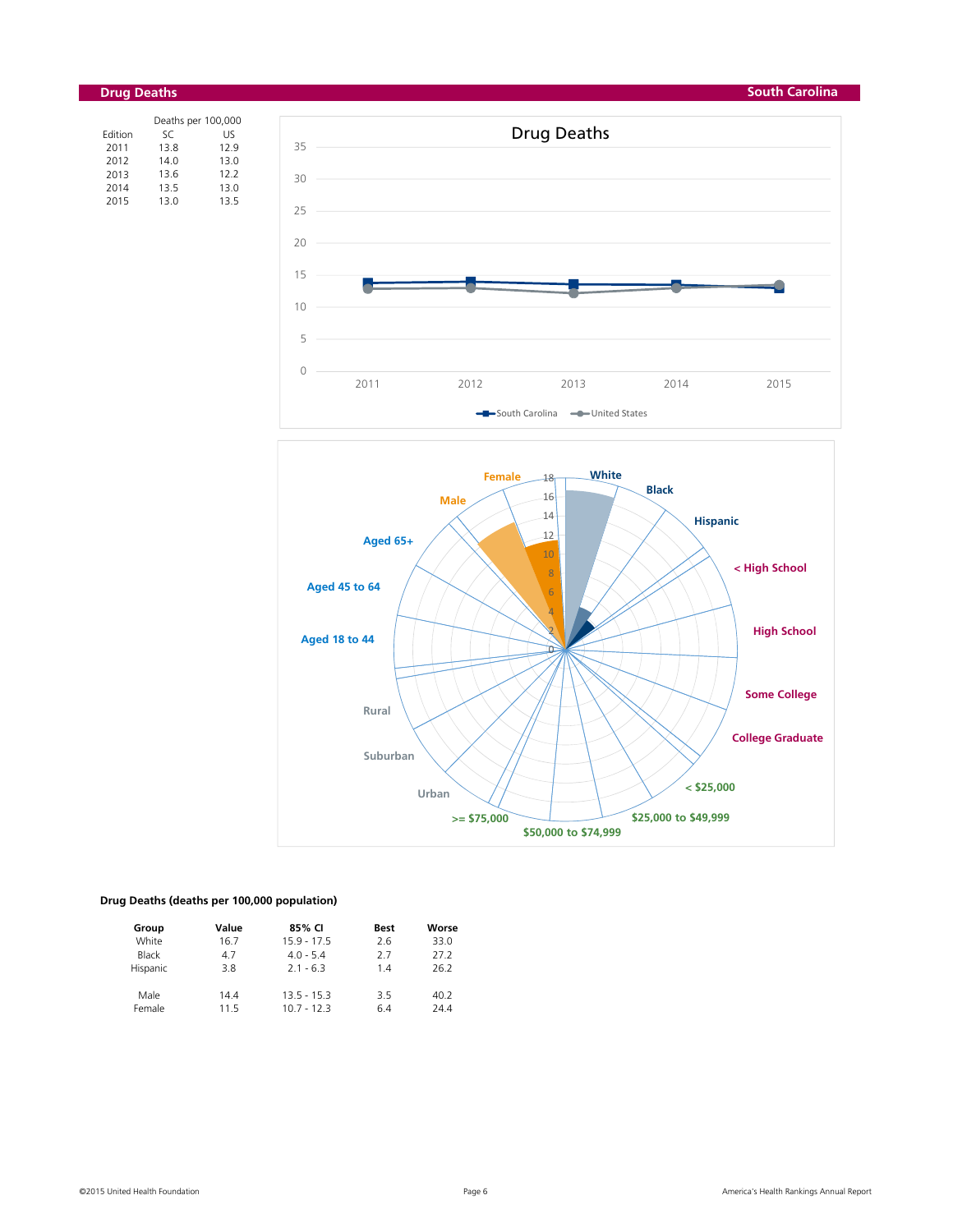## Drug Deaths

South Carolina

| Edition | Deaths per 100,000 SC | US |
|---|---|---|
| 2011 | 13.8 | 12.9 |
| 2012 | 14.0 | 13.0 |
| 2013 | 13.6 | 12.2 |
| 2014 | 13.5 | 13.0 |
| 2015 | 13.0 | 13.5 |

### Drug Deaths (deaths per 100,000 population)

| Group | Value | 85% CI | Best | Worse |
|---|---|---|---|---|
| White | 16.7 | 15.9 - 17.5 | 2.6 | 33.0 |
| Black | 4.7 | 4.0 - 5.4 | 2.7 | 27.2 |
| Hispanic | 3.8 | 2.1 - 6.3 | 1.4 | 26.2 |
| | | | | |
| Male | 14.4 | 13.5 - 15.3 | 3.5 | 40.2 |
| Female | 11.5 | 10.7 - 12.3 | 6.4 | 24.4 |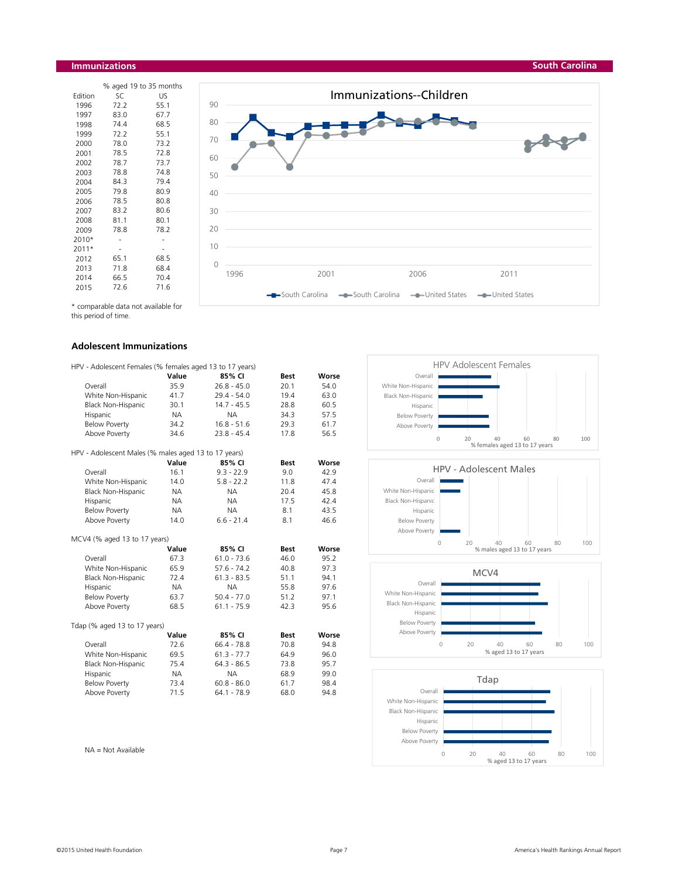## Immunizations

**South Carolina**

| Edition | % aged 19 to 35 months SC | US |
|---|---|---|
| 1996 | 72.2 | 55.1 |
| 1997 | 83.0 | 67.7 |
| 1998 | 74.4 | 68.5 |
| 1999 | 72.2 | 55.1 |
| 2000 | 78.0 | 73.2 |
| 2001 | 78.5 | 72.8 |
| 2002 | 78.7 | 73.7 |
| 2003 | 78.8 | 74.8 |
| 2004 | 84.3 | 79.4 |
| 2005 | 79.8 | 80.9 |
| 2006 | 78.5 | 80.8 |
| 2007 | 83.2 | 80.6 |
| 2008 | 81.1 | 80.1 |
| 2009 | 78.8 | 78.2 |
| 2010* | - | - |
| 2011* | - | - |
| 2012 | 65.1 | 68.5 |
| 2013 | 71.8 | 68.4 |
| 2014 | 66.5 | 70.4 |
| 2015 | 72.6 | 71.6 |

\* comparable data not available for this period of time.

### Adolescent Immunizations

HPV - Adolescent Females (% females aged 13 to 17 years)

| | Value | 85% CI | Best | Worse |
|---|---|---|---|---|
| Overall | 35.9 | 26.8 - 45.0 | 20.1 | 54.0 |
| White Non-Hispanic | 41.7 | 29.4 - 54.0 | 19.4 | 63.0 |
| Black Non-Hispanic | 30.1 | 14.7 - 45.5 | 28.8 | 60.5 |
| Hispanic | NA | NA | 34.3 | 57.5 |
| Below Poverty | 34.2 | 16.8 - 51.6 | 29.3 | 61.7 |
| Above Poverty | 34.6 | 23.8 - 45.4 | 17.8 | 56.5 |

HPV - Adolescent Males (% males aged 13 to 17 years)

| | Value | 85% CI | Best | Worse |
|---|---|---|---|---|
| Overall | 16.1 | 9.3 - 22.9 | 9.0 | 42.9 |
| White Non-Hispanic | 14.0 | 5.8 - 22.2 | 11.8 | 47.4 |
| Black Non-Hispanic | NA | NA | 20.4 | 45.8 |
| Hispanic | NA | NA | 17.5 | 42.4 |
| Below Poverty | NA | NA | 8.1 | 43.5 |
| Above Poverty | 14.0 | 6.6 - 21.4 | 8.1 | 46.6 |

MCV4 (% aged 13 to 17 years)

| | Value | 85% CI | Best | Worse |
|---|---|---|---|---|
| Overall | 67.3 | 61.0 - 73.6 | 46.0 | 95.2 |
| White Non-Hispanic | 65.9 | 57.6 - 74.2 | 40.8 | 97.3 |
| Black Non-Hispanic | 72.4 | 61.3 - 83.5 | 51.1 | 94.1 |
| Hispanic | NA | NA | 55.8 | 97.6 |
| Below Poverty | 63.7 | 50.4 - 77.0 | 51.2 | 97.1 |
| Above Poverty | 68.5 | 61.1 - 75.9 | 42.3 | 95.6 |

Tdap (% aged 13 to 17 years)

| | Value | 85% CI | Best | Worse |
|---|---|---|---|---|
| Overall | 72.6 | 66.4 - 78.8 | 70.8 | 94.8 |
| White Non-Hispanic | 69.5 | 61.3 - 77.7 | 64.9 | 96.0 |
| Black Non-Hispanic | 75.4 | 64.3 - 86.5 | 73.8 | 95.7 |
| Hispanic | NA | NA | 68.9 | 99.0 |
| Below Poverty | 73.4 | 60.8 - 86.0 | 61.7 | 98.4 |
| Above Poverty | 71.5 | 64.1 - 78.9 | 68.0 | 94.8 |

NA = Not Available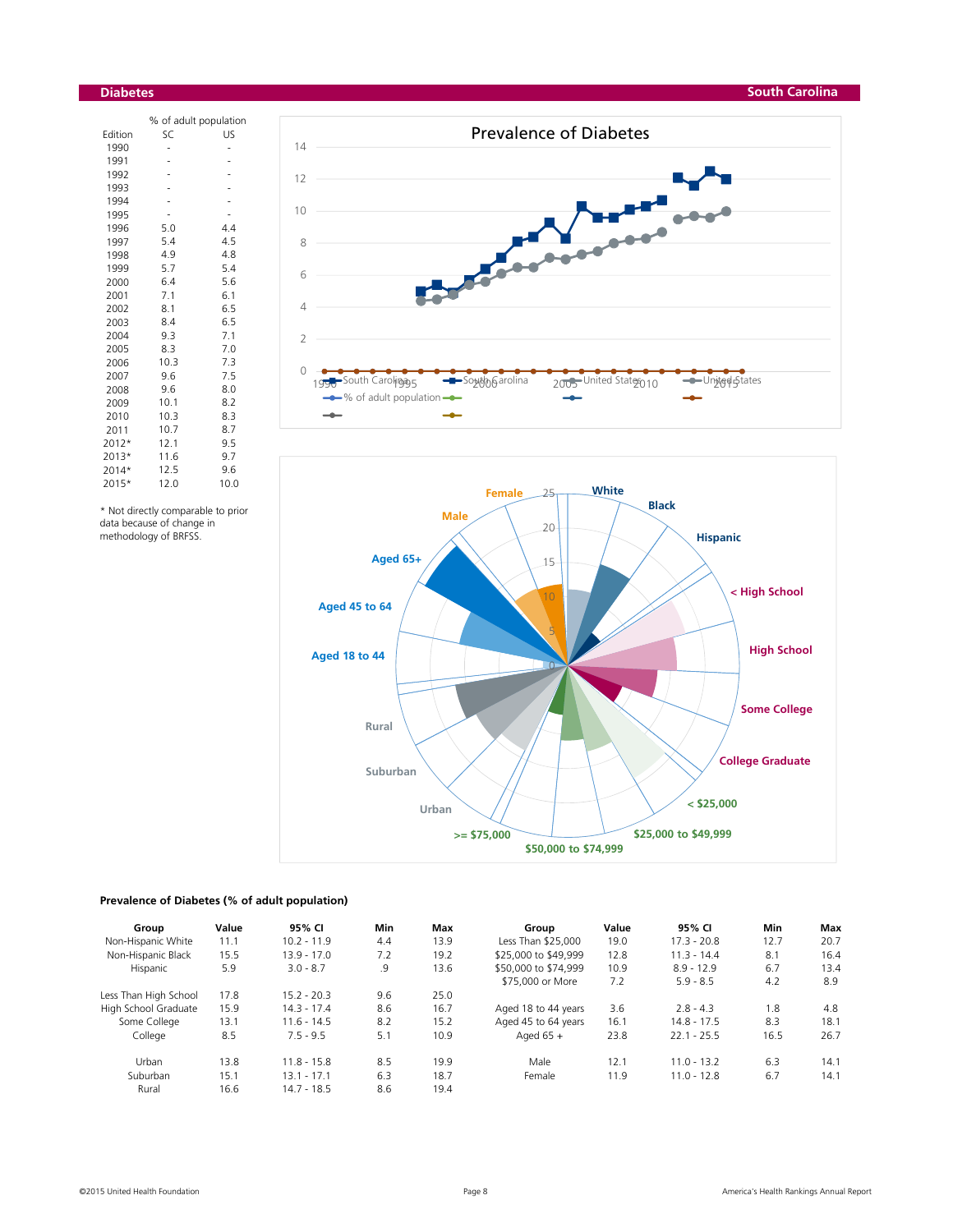## Diabetes

South Carolina

| Edition | SC | US |
|---|---|---|
| | % of adult population | |
| 1990 | - | - |
| 1991 | - | - |
| 1992 | - | - |
| 1993 | - | - |
| 1994 | - | - |
| 1995 | - | - |
| 1996 | 5.0 | 4.4 |
| 1997 | 5.4 | 4.5 |
| 1998 | 4.9 | 4.8 |
| 1999 | 5.7 | 5.4 |
| 2000 | 6.4 | 5.6 |
| 2001 | 7.1 | 6.1 |
| 2002 | 8.1 | 6.5 |
| 2003 | 8.4 | 6.5 |
| 2004 | 9.3 | 7.1 |
| 2005 | 8.3 | 7.0 |
| 2006 | 10.3 | 7.3 |
| 2007 | 9.6 | 7.5 |
| 2008 | 9.6 | 8.0 |
| 2009 | 10.1 | 8.2 |
| 2010 | 10.3 | 8.3 |
| 2011 | 10.7 | 8.7 |
| 2012* | 12.1 | 9.5 |
| 2013* | 11.6 | 9.7 |
| 2014* | 12.5 | 9.6 |
| 2015* | 12.0 | 10.0 |

* Not directly comparable to prior data because of change in methodology of BRFSS.

### Prevalence of Diabetes (% of adult population)

| Group | Value | 95% CI | Min | Max | Group | Value | 95% CI | Min | Max |
|---|---|---|---|---|---|---|---|---|---|
| Non-Hispanic White | 11.1 | 10.2 - 11.9 | 4.4 | 13.9 | Less Than $25,000 | 19.0 | 17.3 - 20.8 | 12.7 | 20.7 |
| Non-Hispanic Black | 15.5 | 13.9 - 17.0 | 7.2 | 19.2 | $25,000 to $49,999 | 12.8 | 11.3 - 14.4 | 8.1 | 16.4 |
| Hispanic | 5.9 | 3.0 - 8.7 | .9 | 13.6 | $50,000 to $74,999 | 10.9 | 8.9 - 12.9 | 6.7 | 13.4 |
| | | | | | $75,000 or More | 7.2 | 5.9 - 8.5 | 4.2 | 8.9 |
| Less Than High School | 17.8 | 15.2 - 20.3 | 9.6 | 25.0 | | | | | |
| High School Graduate | 15.9 | 14.3 - 17.4 | 8.6 | 16.7 | Aged 18 to 44 years | 3.6 | 2.8 - 4.3 | 1.8 | 4.8 |
| Some College | 13.1 | 11.6 - 14.5 | 8.2 | 15.2 | Aged 45 to 64 years | 16.1 | 14.8 - 17.5 | 8.3 | 18.1 |
| College | 8.5 | 7.5 - 9.5 | 5.1 | 10.9 | Aged 65 + | 23.8 | 22.1 - 25.5 | 16.5 | 26.7 |
| Urban | 13.8 | 11.8 - 15.8 | 8.5 | 19.9 | Male | 12.1 | 11.0 - 13.2 | 6.3 | 14.1 |
| Suburban | 15.1 | 13.1 - 17.1 | 6.3 | 18.7 | Female | 11.9 | 11.0 - 12.8 | 6.7 | 14.1 |
| Rural | 16.6 | 14.7 - 18.5 | 8.6 | 19.4 | | | | | |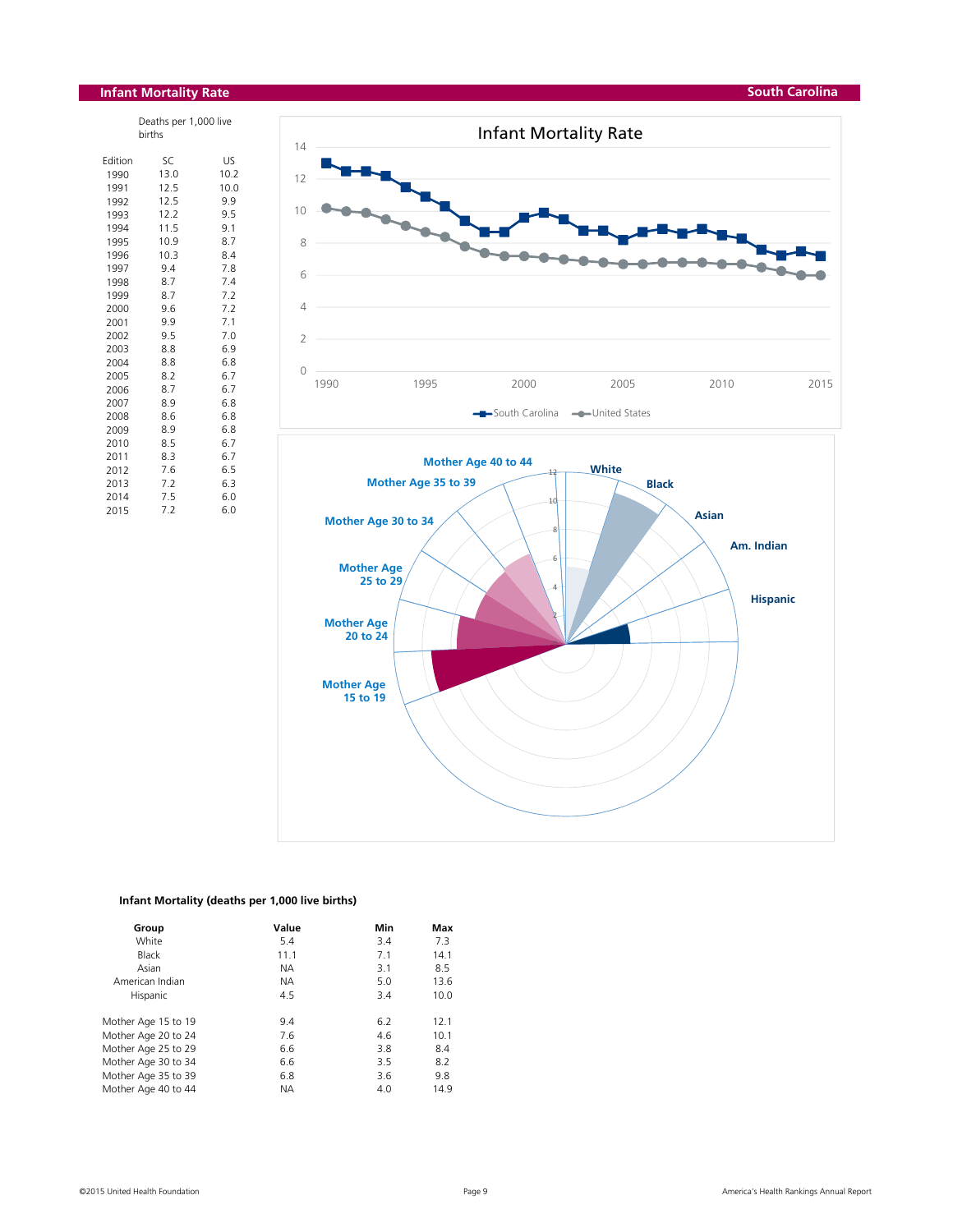## Infant Mortality Rate

South Carolina

Deaths per 1,000 live births

| Edition | SC | US |
|---|---|---|
| 1990 | 13.0 | 10.2 |
| 1991 | 12.5 | 10.0 |
| 1992 | 12.5 | 9.9 |
| 1993 | 12.2 | 9.5 |
| 1994 | 11.5 | 9.1 |
| 1995 | 10.9 | 8.7 |
| 1996 | 10.3 | 8.4 |
| 1997 | 9.4 | 7.8 |
| 1998 | 8.7 | 7.4 |
| 1999 | 8.7 | 7.2 |
| 2000 | 9.6 | 7.2 |
| 2001 | 9.9 | 7.1 |
| 2002 | 9.5 | 7.0 |
| 2003 | 8.8 | 6.9 |
| 2004 | 8.8 | 6.8 |
| 2005 | 8.2 | 6.7 |
| 2006 | 8.7 | 6.7 |
| 2007 | 8.9 | 6.8 |
| 2008 | 8.6 | 6.8 |
| 2009 | 8.9 | 6.8 |
| 2010 | 8.5 | 6.7 |
| 2011 | 8.3 | 6.7 |
| 2012 | 7.6 | 6.5 |
| 2013 | 7.2 | 6.3 |
| 2014 | 7.5 | 6.0 |
| 2015 | 7.2 | 6.0 |

### Infant Mortality (deaths per 1,000 live births)

| Group | Value | Min | Max |
|---|---|---|---|
| White | 5.4 | 3.4 | 7.3 |
| Black | 11.1 | 7.1 | 14.1 |
| Asian | NA | 3.1 | 8.5 |
| American Indian | NA | 5.0 | 13.6 |
| Hispanic | 4.5 | 3.4 | 10.0 |
| | | | |
| Mother Age 15 to 19 | 9.4 | 6.2 | 12.1 |
| Mother Age 20 to 24 | 7.6 | 4.6 | 10.1 |
| Mother Age 25 to 29 | 6.6 | 3.8 | 8.4 |
| Mother Age 30 to 34 | 6.6 | 3.5 | 8.2 |
| Mother Age 35 to 39 | 6.8 | 3.6 | 9.8 |
| Mother Age 40 to 44 | NA | 4.0 | 14.9 |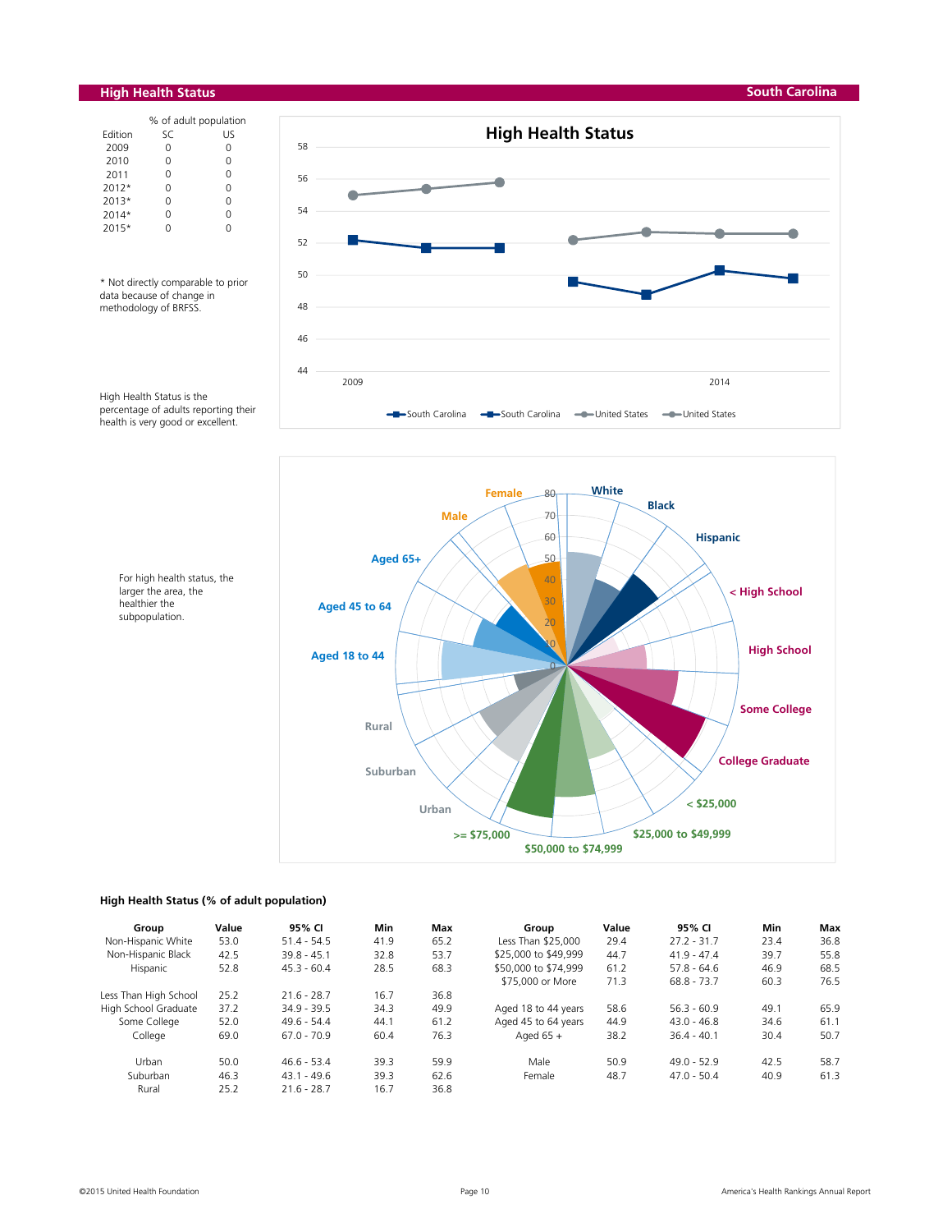## High Health Status

South Carolina

| Edition | % of adult population SC | US |
|---|---|---|
| 2009 | 0 | 0 |
| 2010 | 0 | 0 |
| 2011 | 0 | 0 |
| 2012* | 0 | 0 |
| 2013* | 0 | 0 |
| 2014* | 0 | 0 |
| 2015* | 0 | 0 |

* Not directly comparable to prior data because of change in methodology of BRFSS.

High Health Status is the percentage of adults reporting their health is very good or excellent.

High Health Status

58
56
54
52
50
48
46
44
2009
2014

South Carolina
South Carolina
United States
United States

For high health status, the larger the area, the healthier the subpopulation.

Female
Male
Aged 65+
Aged 45 to 64
Aged 18 to 44
Rural
Suburban
Urban
>= $75,000
$50,000 to $74,999
$25,000 to $49,999
< $25,000
College Graduate
Some College
High School
< High School
Hispanic
Black
White
80
70
60
50
40
30
20
10
0

### High Health Status (% of adult population)

| Group | Value | 95% CI | Min | Max | Group | Value | 95% CI | Min | Max |
|---|---|---|---|---|---|---|---|---|---|
| Non-Hispanic White | 53.0 | 51.4 - 54.5 | 41.9 | 65.2 | Less Than $25,000 | 29.4 | 27.2 - 31.7 | 23.4 | 36.8 |
| Non-Hispanic Black | 42.5 | 39.8 - 45.1 | 32.8 | 53.7 | $25,000 to $49,999 | 44.7 | 41.9 - 47.4 | 39.7 | 55.8 |
| Hispanic | 52.8 | 45.3 - 60.4 | 28.5 | 68.3 | $50,000 to $74,999 | 61.2 | 57.8 - 64.6 | 46.9 | 68.5 |
| | | | | | $75,000 or More | 71.3 | 68.8 - 73.7 | 60.3 | 76.5 |
| Less Than High School | 25.2 | 21.6 - 28.7 | 16.7 | 36.8 | | | | | |
| High School Graduate | 37.2 | 34.9 - 39.5 | 34.3 | 49.9 | Aged 18 to 44 years | 58.6 | 56.3 - 60.9 | 49.1 | 65.9 |
| Some College | 52.0 | 49.6 - 54.4 | 44.1 | 61.2 | Aged 45 to 64 years | 44.9 | 43.0 - 46.8 | 34.6 | 61.1 |
| College | 69.0 | 67.0 - 70.9 | 60.4 | 76.3 | Aged 65 + | 38.2 | 36.4 - 40.1 | 30.4 | 50.7 |
| Urban | 50.0 | 46.6 - 53.4 | 39.3 | 59.9 | Male | 50.9 | 49.0 - 52.9 | 42.5 | 58.7 |
| Suburban | 46.3 | 43.1 - 49.6 | 39.3 | 62.6 | Female | 48.7 | 47.0 - 50.4 | 40.9 | 61.3 |
| Rural | 25.2 | 21.6 - 28.7 | 16.7 | 36.8 | | | | | |